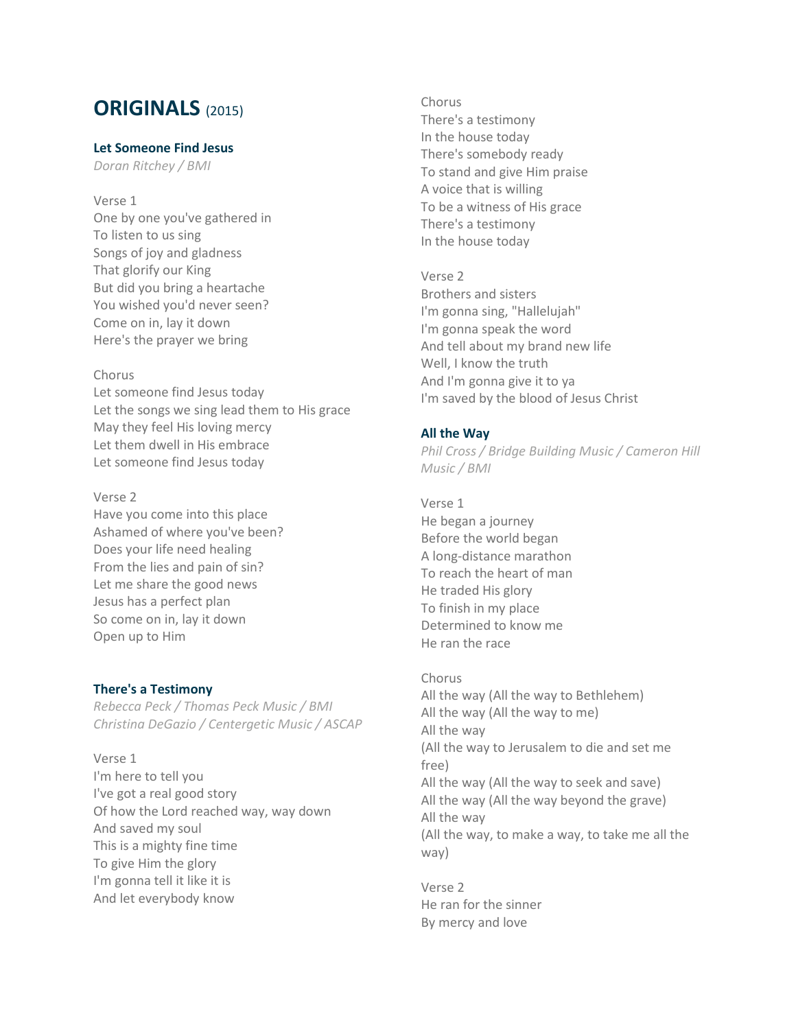# ORIGINALS (2015)

### Let Someone Find Jesus

*Doran Ritchey / BMI*

Verse 1
One by one you've gathered in
To listen to us sing
Songs of joy and gladness
That glorify our King
But did you bring a heartache
You wished you'd never seen?
Come on in, lay it down
Here's the prayer we bring

Chorus
Let someone find Jesus today
Let the songs we sing lead them to His grace
May they feel His loving mercy
Let them dwell in His embrace
Let someone find Jesus today

Verse 2
Have you come into this place
Ashamed of where you've been?
Does your life need healing
From the lies and pain of sin?
Let me share the good news
Jesus has a perfect plan
So come on in, lay it down
Open up to Him

### There's a Testimony

*Rebecca Peck / Thomas Peck Music / BMI*
*Christina DeGazio / Centergetic Music / ASCAP*

Verse 1
I'm here to tell you
I've got a real good story
Of how the Lord reached way, way down
And saved my soul
This is a mighty fine time
To give Him the glory
I'm gonna tell it like it is
And let everybody know

Chorus
There's a testimony
In the house today
There's somebody ready
To stand and give Him praise
A voice that is willing
To be a witness of His grace
There's a testimony
In the house today

Verse 2
Brothers and sisters
I'm gonna sing, "Hallelujah"
I'm gonna speak the word
And tell about my brand new life
Well, I know the truth
And I'm gonna give it to ya
I'm saved by the blood of Jesus Christ

### All the Way

*Phil Cross / Bridge Building Music / Cameron Hill Music / BMI*

Verse 1
He began a journey
Before the world began
A long-distance marathon
To reach the heart of man
He traded His glory
To finish in my place
Determined to know me
He ran the race

Chorus
All the way (All the way to Bethlehem)
All the way (All the way to me)
All the way
(All the way to Jerusalem to die and set me free)
All the way (All the way to seek and save)
All the way (All the way beyond the grave)
All the way
(All the way, to make a way, to take me all the way)

Verse 2
He ran for the sinner
By mercy and love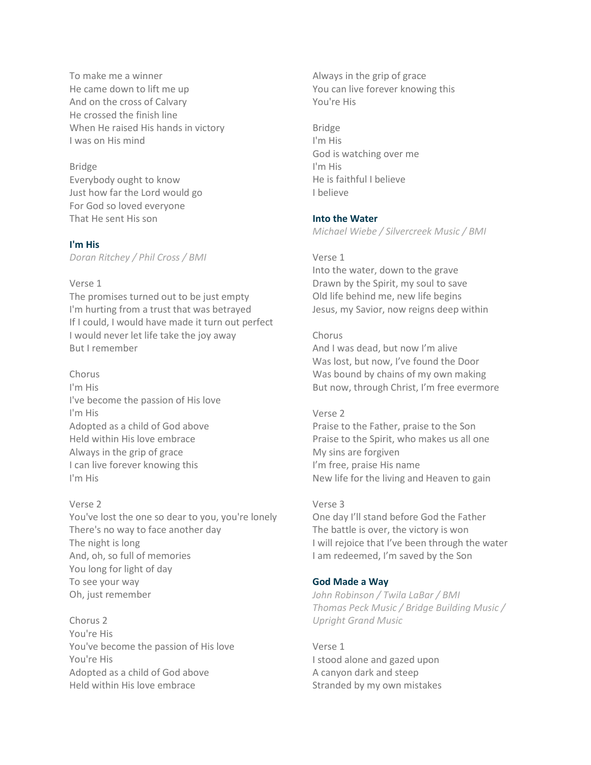To make me a winner
He came down to lift me up
And on the cross of Calvary
He crossed the finish line
When He raised His hands in victory
I was on His mind

Bridge
Everybody ought to know
Just how far the Lord would go
For God so loved everyone
That He sent His son

### I'm His

*Doran Ritchey / Phil Cross / BMI*

Verse 1
The promises turned out to be just empty
I'm hurting from a trust that was betrayed
If I could, I would have made it turn out perfect
I would never let life take the joy away
But I remember

Chorus
I'm His
I've become the passion of His love
I'm His
Adopted as a child of God above
Held within His love embrace
Always in the grip of grace
I can live forever knowing this
I'm His

Verse 2
You've lost the one so dear to you, you're lonely
There's no way to face another day
The night is long
And, oh, so full of memories
You long for light of day
To see your way
Oh, just remember

Chorus 2
You're His
You've become the passion of His love
You're His
Adopted as a child of God above
Held within His love embrace
Always in the grip of grace
You can live forever knowing this
You're His

Bridge
I'm His
God is watching over me
I'm His
He is faithful I believe
I believe

### Into the Water

*Michael Wiebe / Silvercreek Music / BMI*

Verse 1
Into the water, down to the grave
Drawn by the Spirit, my soul to save
Old life behind me, new life begins
Jesus, my Savior, now reigns deep within

Chorus
And I was dead, but now I'm alive
Was lost, but now, I've found the Door
Was bound by chains of my own making
But now, through Christ, I'm free evermore

Verse 2
Praise to the Father, praise to the Son
Praise to the Spirit, who makes us all one
My sins are forgiven
I'm free, praise His name
New life for the living and Heaven to gain

Verse 3
One day I'll stand before God the Father
The battle is over, the victory is won
I will rejoice that I've been through the water
I am redeemed, I'm saved by the Son

### God Made a Way

*John Robinson / Twila LaBar / BMI*
*Thomas Peck Music / Bridge Building Music / Upright Grand Music*

Verse 1
I stood alone and gazed upon
A canyon dark and steep
Stranded by my own mistakes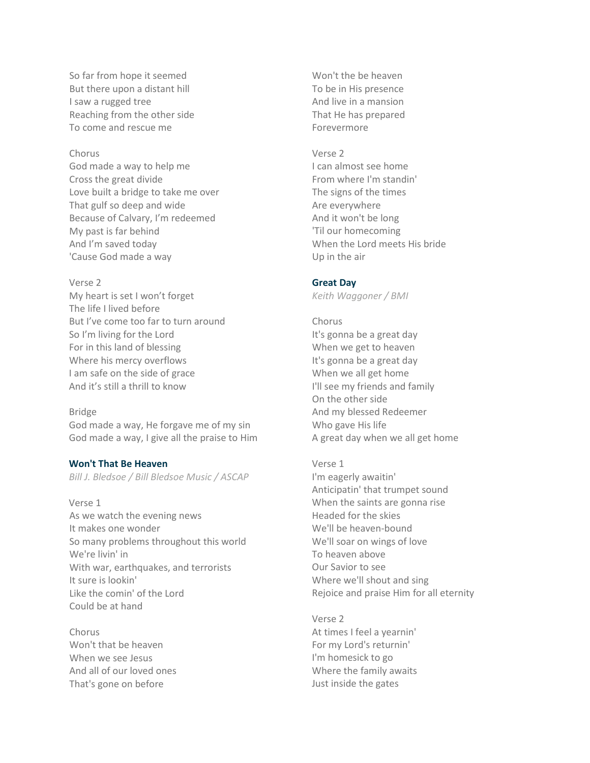So far from hope it seemed
But there upon a distant hill
I saw a rugged tree
Reaching from the other side
To come and rescue me

Chorus
God made a way to help me
Cross the great divide
Love built a bridge to take me over
That gulf so deep and wide
Because of Calvary, I'm redeemed
My past is far behind
And I'm saved today
'Cause God made a way

Verse 2
My heart is set I won't forget
The life I lived before
But I've come too far to turn around
So I'm living for the Lord
For in this land of blessing
Where his mercy overflows
I am safe on the side of grace
And it's still a thrill to know

Bridge
God made a way, He forgave me of my sin
God made a way, I give all the praise to Him

**Won't That Be Heaven**
*Bill J. Bledsoe / Bill Bledsoe Music / ASCAP*

Verse 1
As we watch the evening news
It makes one wonder
So many problems throughout this world
We're livin' in
With war, earthquakes, and terrorists
It sure is lookin'
Like the comin' of the Lord
Could be at hand

Chorus
Won't that be heaven
When we see Jesus
And all of our loved ones
That's gone on before
Won't the be heaven
To be in His presence
And live in a mansion
That He has prepared
Forevermore

Verse 2
I can almost see home
From where I'm standin'
The signs of the times
Are everywhere
And it won't be long
'Til our homecoming
When the Lord meets His bride
Up in the air

**Great Day**
*Keith Waggoner / BMI*

Chorus
It's gonna be a great day
When we get to heaven
It's gonna be a great day
When we all get home
I'll see my friends and family
On the other side
And my blessed Redeemer
Who gave His life
A great day when we all get home

Verse 1
I'm eagerly awaitin'
Anticipatin' that trumpet sound
When the saints are gonna rise
Headed for the skies
We'll be heaven-bound
We'll soar on wings of love
To heaven above
Our Savior to see
Where we'll shout and sing
Rejoice and praise Him for all eternity

Verse 2
At times I feel a yearnin'
For my Lord's returnin'
I'm homesick to go
Where the family awaits
Just inside the gates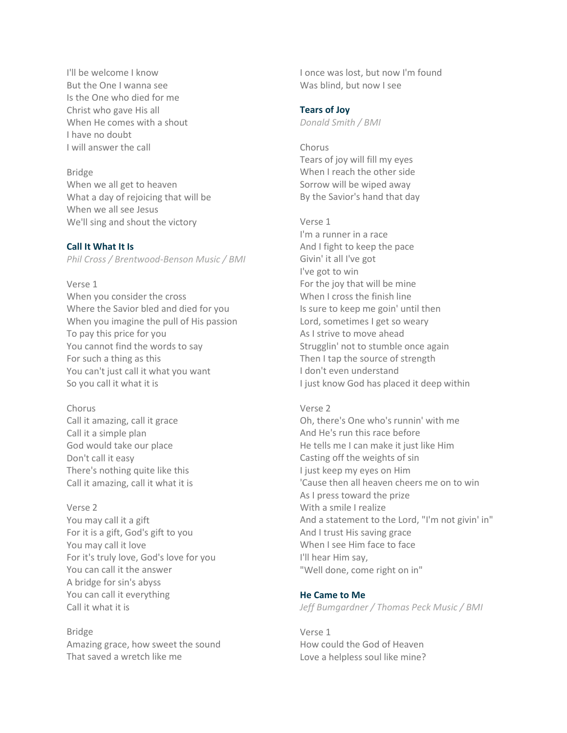I'll be welcome I know
But the One I wanna see
Is the One who died for me
Christ who gave His all
When He comes with a shout
I have no doubt
I will answer the call

Bridge
When we all get to heaven
What a day of rejoicing that will be
When we all see Jesus
We'll sing and shout the victory

### Call It What It Is

*Phil Cross / Brentwood-Benson Music / BMI*

Verse 1
When you consider the cross
Where the Savior bled and died for you
When you imagine the pull of His passion
To pay this price for you
You cannot find the words to say
For such a thing as this
You can't just call it what you want
So you call it what it is

Chorus
Call it amazing, call it grace
Call it a simple plan
God would take our place
Don't call it easy
There's nothing quite like this
Call it amazing, call it what it is

Verse 2
You may call it a gift
For it is a gift, God's gift to you
You may call it love
For it's truly love, God's love for you
You can call it the answer
A bridge for sin's abyss
You can call it everything
Call it what it is

Bridge
Amazing grace, how sweet the sound
That saved a wretch like me
I once was lost, but now I'm found
Was blind, but now I see

### Tears of Joy

*Donald Smith / BMI*

Chorus
Tears of joy will fill my eyes
When I reach the other side
Sorrow will be wiped away
By the Savior's hand that day

Verse 1
I'm a runner in a race
And I fight to keep the pace
Givin' it all I've got
I've got to win
For the joy that will be mine
When I cross the finish line
Is sure to keep me goin' until then
Lord, sometimes I get so weary
As I strive to move ahead
Strugglin' not to stumble once again
Then I tap the source of strength
I don't even understand
I just know God has placed it deep within

Verse 2
Oh, there's One who's runnin' with me
And He's run this race before
He tells me I can make it just like Him
Casting off the weights of sin
I just keep my eyes on Him
'Cause then all heaven cheers me on to win
As I press toward the prize
With a smile I realize
And a statement to the Lord, "I'm not givin' in"
And I trust His saving grace
When I see Him face to face
I'll hear Him say,
"Well done, come right on in"

### He Came to Me

*Jeff Bumgardner / Thomas Peck Music / BMI*

Verse 1
How could the God of Heaven
Love a helpless soul like mine?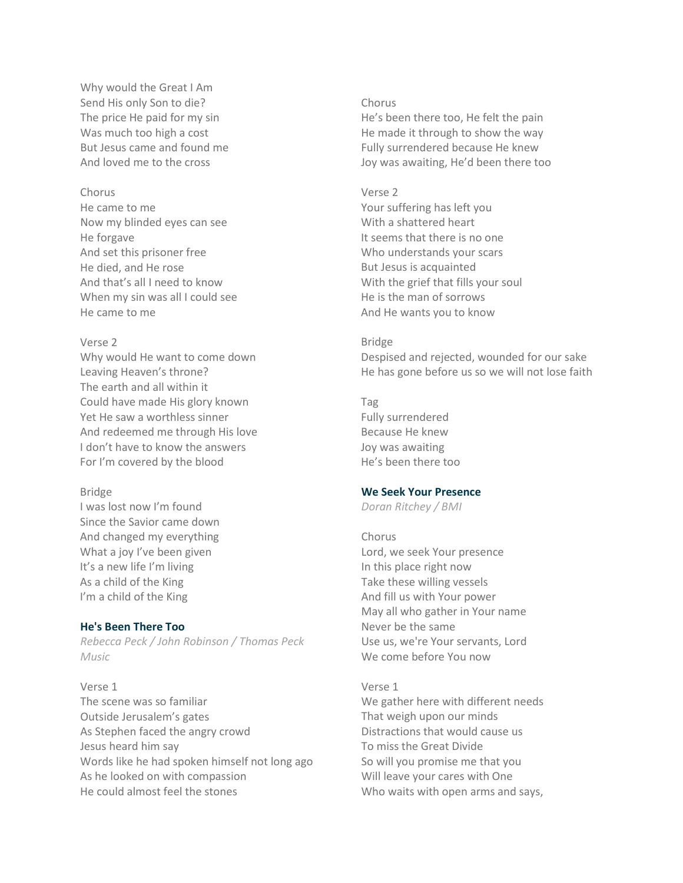Why would the Great I Am
Send His only Son to die?
The price He paid for my sin
Was much too high a cost
But Jesus came and found me
And loved me to the cross

Chorus
He came to me
Now my blinded eyes can see
He forgave
And set this prisoner free
He died, and He rose
And that's all I need to know
When my sin was all I could see
He came to me

Verse 2
Why would He want to come down
Leaving Heaven's throne?
The earth and all within it
Could have made His glory known
Yet He saw a worthless sinner
And redeemed me through His love
I don't have to know the answers
For I'm covered by the blood

Bridge
I was lost now I'm found
Since the Savior came down
And changed my everything
What a joy I've been given
It's a new life I'm living
As a child of the King
I'm a child of the King

### He's Been There Too

*Rebecca Peck / John Robinson / Thomas Peck Music*

Verse 1
The scene was so familiar
Outside Jerusalem's gates
As Stephen faced the angry crowd
Jesus heard him say
Words like he had spoken himself not long ago
As he looked on with compassion
He could almost feel the stones

Chorus
He's been there too, He felt the pain
He made it through to show the way
Fully surrendered because He knew
Joy was awaiting, He'd been there too

Verse 2
Your suffering has left you
With a shattered heart
It seems that there is no one
Who understands your scars
But Jesus is acquainted
With the grief that fills your soul
He is the man of sorrows
And He wants you to know

Bridge
Despised and rejected, wounded for our sake
He has gone before us so we will not lose faith

Tag
Fully surrendered
Because He knew
Joy was awaiting
He's been there too

### We Seek Your Presence

*Doran Ritchey / BMI*

Chorus
Lord, we seek Your presence
In this place right now
Take these willing vessels
And fill us with Your power
May all who gather in Your name
Never be the same
Use us, we're Your servants, Lord
We come before You now

Verse 1
We gather here with different needs
That weigh upon our minds
Distractions that would cause us
To miss the Great Divide
So will you promise me that you
Will leave your cares with One
Who waits with open arms and says,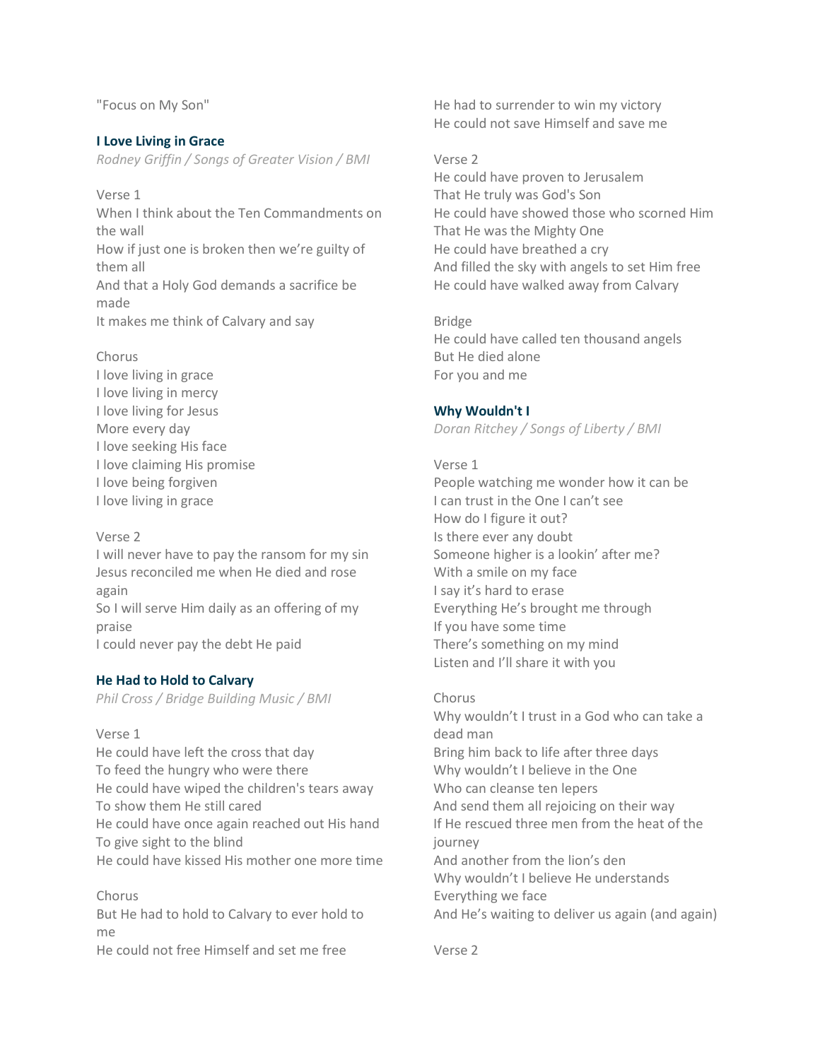"Focus on My Son"

### I Love Living in Grace

*Rodney Griffin / Songs of Greater Vision / BMI*

Verse 1
When I think about the Ten Commandments on the wall
How if just one is broken then we're guilty of them all
And that a Holy God demands a sacrifice be made
It makes me think of Calvary and say

Chorus
I love living in grace
I love living in mercy
I love living for Jesus
More every day
I love seeking His face
I love claiming His promise
I love being forgiven
I love living in grace

Verse 2
I will never have to pay the ransom for my sin
Jesus reconciled me when He died and rose again
So I will serve Him daily as an offering of my praise
I could never pay the debt He paid

### He Had to Hold to Calvary

*Phil Cross / Bridge Building Music / BMI*

Verse 1
He could have left the cross that day
To feed the hungry who were there
He could have wiped the children's tears away
To show them He still cared
He could have once again reached out His hand
To give sight to the blind
He could have kissed His mother one more time

Chorus
But He had to hold to Calvary to ever hold to me
He could not free Himself and set me free
He had to surrender to win my victory
He could not save Himself and save me

Verse 2
He could have proven to Jerusalem
That He truly was God's Son
He could have showed those who scorned Him
That He was the Mighty One
He could have breathed a cry
And filled the sky with angels to set Him free
He could have walked away from Calvary

Bridge
He could have called ten thousand angels
But He died alone
For you and me

### Why Wouldn't I

*Doran Ritchey / Songs of Liberty / BMI*

Verse 1
People watching me wonder how it can be
I can trust in the One I can't see
How do I figure it out?
Is there ever any doubt
Someone higher is a lookin' after me?
With a smile on my face
I say it's hard to erase
Everything He's brought me through
If you have some time
There's something on my mind
Listen and I'll share it with you

Chorus
Why wouldn't I trust in a God who can take a dead man
Bring him back to life after three days
Why wouldn't I believe in the One
Who can cleanse ten lepers
And send them all rejoicing on their way
If He rescued three men from the heat of the journey
And another from the lion's den
Why wouldn't I believe He understands
Everything we face
And He's waiting to deliver us again (and again)

Verse 2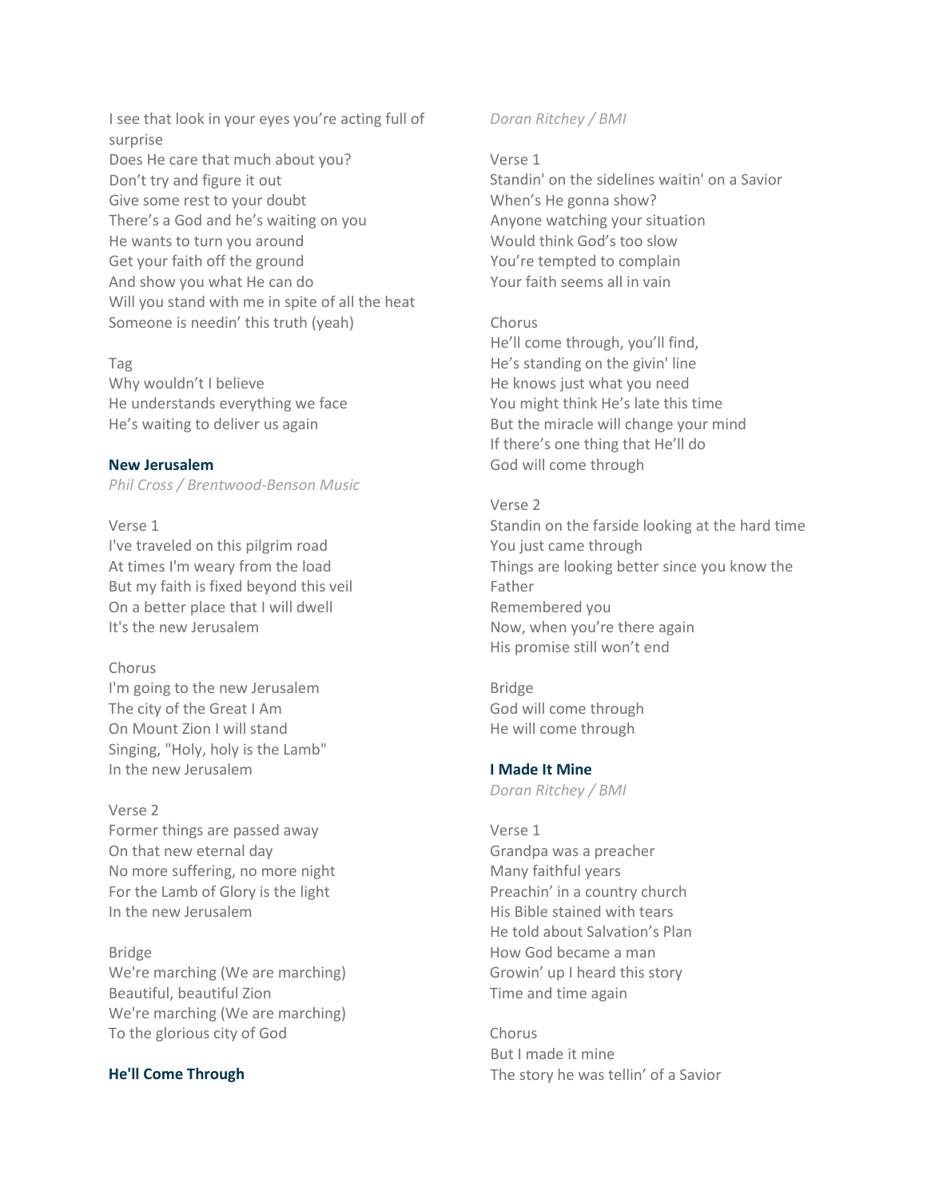I see that look in your eyes you're acting full of surprise
Does He care that much about you?
Don't try and figure it out
Give some rest to your doubt
There's a God and he's waiting on you
He wants to turn you around
Get your faith off the ground
And show you what He can do
Will you stand with me in spite of all the heat
Someone is needin' this truth (yeah)

Tag
Why wouldn't I believe
He understands everything we face
He's waiting to deliver us again

### New Jerusalem

*Phil Cross / Brentwood-Benson Music*

Verse 1
I've traveled on this pilgrim road
At times I'm weary from the load
But my faith is fixed beyond this veil
On a better place that I will dwell
It's the new Jerusalem

Chorus
I'm going to the new Jerusalem
The city of the Great I Am
On Mount Zion I will stand
Singing, "Holy, holy is the Lamb"
In the new Jerusalem

Verse 2
Former things are passed away
On that new eternal day
No more suffering, no more night
For the Lamb of Glory is the light
In the new Jerusalem

Bridge
We're marching (We are marching)
Beautiful, beautiful Zion
We're marching (We are marching)
To the glorious city of God

### He'll Come Through

*Doran Ritchey / BMI*

Verse 1
Standin' on the sidelines waitin' on a Savior
When's He gonna show?
Anyone watching your situation
Would think God's too slow
You're tempted to complain
Your faith seems all in vain

Chorus
He'll come through, you'll find,
He's standing on the givin' line
He knows just what you need
You might think He's late this time
But the miracle will change your mind
If there's one thing that He'll do
God will come through

Verse 2
Standin on the farside looking at the hard time
You just came through
Things are looking better since you know the Father
Remembered you
Now, when you're there again
His promise still won't end

Bridge
God will come through
He will come through

### I Made It Mine

*Doran Ritchey / BMI*

Verse 1
Grandpa was a preacher
Many faithful years
Preachin' in a country church
His Bible stained with tears
He told about Salvation's Plan
How God became a man
Growin' up I heard this story
Time and time again

Chorus
But I made it mine
The story he was tellin' of a Savior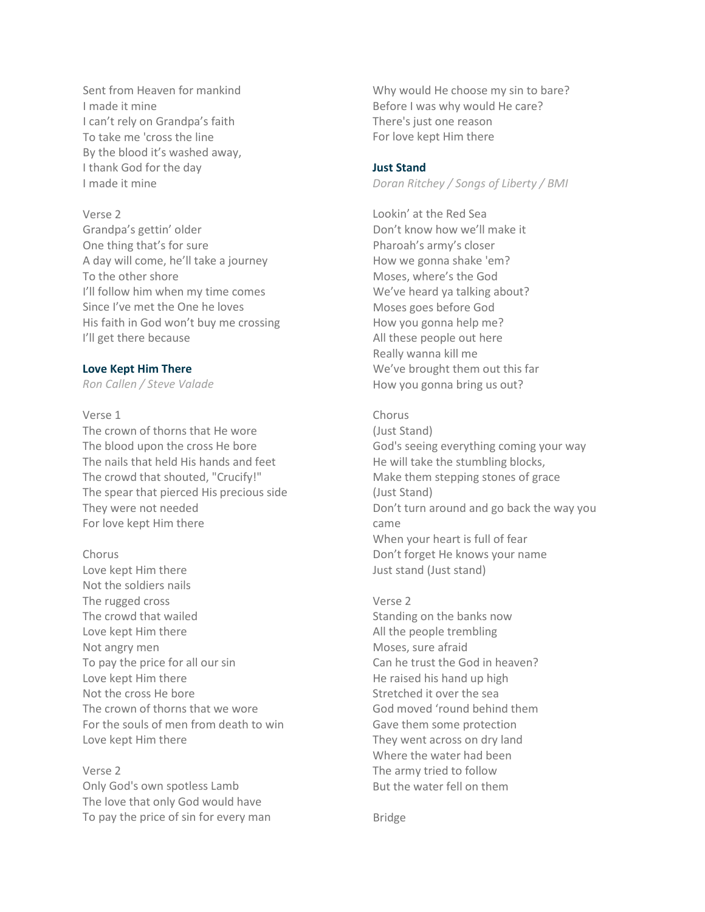Sent from Heaven for mankind
I made it mine
I can't rely on Grandpa's faith
To take me 'cross the line
By the blood it's washed away,
I thank God for the day
I made it mine

Verse 2
Grandpa's gettin' older
One thing that's for sure
A day will come, he'll take a journey
To the other shore
I'll follow him when my time comes
Since I've met the One he loves
His faith in God won't buy me crossing
I'll get there because

### Love Kept Him There

*Ron Callen / Steve Valade*

Verse 1
The crown of thorns that He wore
The blood upon the cross He bore
The nails that held His hands and feet
The crowd that shouted, "Crucify!"
The spear that pierced His precious side
They were not needed
For love kept Him there

Chorus
Love kept Him there
Not the soldiers nails
The rugged cross
The crowd that wailed
Love kept Him there
Not angry men
To pay the price for all our sin
Love kept Him there
Not the cross He bore
The crown of thorns that we wore
For the souls of men from death to win
Love kept Him there

Verse 2
Only God's own spotless Lamb
The love that only God would have
To pay the price of sin for every man
Why would He choose my sin to bare?
Before I was why would He care?
There's just one reason
For love kept Him there

### Just Stand

*Doran Ritchey / Songs of Liberty / BMI*

Lookin' at the Red Sea
Don't know how we'll make it
Pharoah's army's closer
How we gonna shake 'em?
Moses, where's the God
We've heard ya talking about?
Moses goes before God
How you gonna help me?
All these people out here
Really wanna kill me
We've brought them out this far
How you gonna bring us out?

Chorus
(Just Stand)
God's seeing everything coming your way
He will take the stumbling blocks,
Make them stepping stones of grace
(Just Stand)
Don't turn around and go back the way you came
When your heart is full of fear
Don't forget He knows your name
Just stand (Just stand)

Verse 2
Standing on the banks now
All the people trembling
Moses, sure afraid
Can he trust the God in heaven?
He raised his hand up high
Stretched it over the sea
God moved 'round behind them
Gave them some protection
They went across on dry land
Where the water had been
The army tried to follow
But the water fell on them

Bridge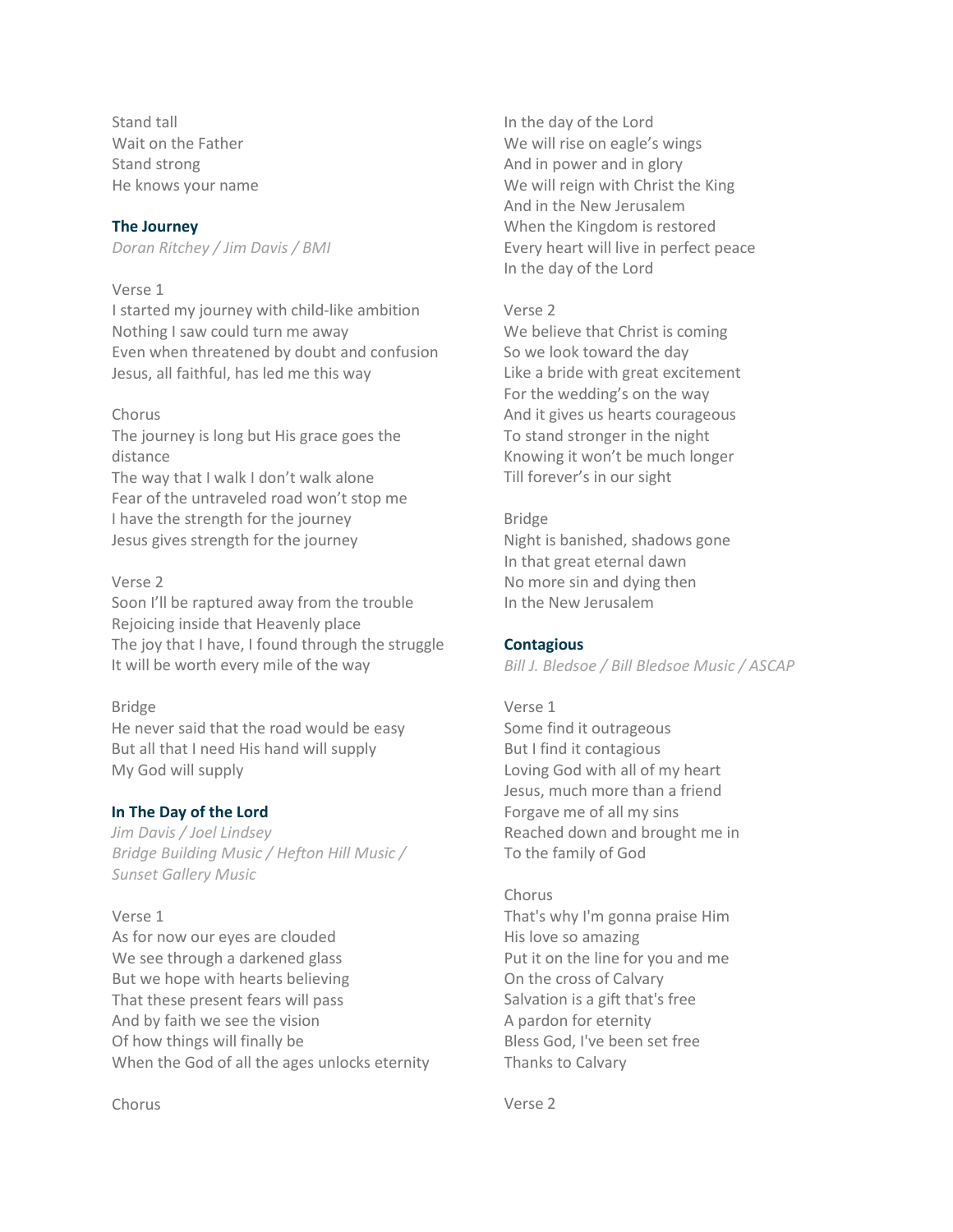Stand tall
Wait on the Father
Stand strong
He knows your name

### The Journey

*Doran Ritchey / Jim Davis / BMI*

Verse 1
I started my journey with child-like ambition
Nothing I saw could turn me away
Even when threatened by doubt and confusion
Jesus, all faithful, has led me this way

Chorus
The journey is long but His grace goes the distance
The way that I walk I don't walk alone
Fear of the untraveled road won't stop me
I have the strength for the journey
Jesus gives strength for the journey

Verse 2
Soon I'll be raptured away from the trouble
Rejoicing inside that Heavenly place
The joy that I have, I found through the struggle
It will be worth every mile of the way

Bridge
He never said that the road would be easy
But all that I need His hand will supply
My God will supply

### In The Day of the Lord

*Jim Davis / Joel Lindsey*
*Bridge Building Music / Hefton Hill Music / Sunset Gallery Music*

Verse 1
As for now our eyes are clouded
We see through a darkened glass
But we hope with hearts believing
That these present fears will pass
And by faith we see the vision
Of how things will finally be
When the God of all the ages unlocks eternity

Chorus
In the day of the Lord
We will rise on eagle's wings
And in power and in glory
We will reign with Christ the King
And in the New Jerusalem
When the Kingdom is restored
Every heart will live in perfect peace
In the day of the Lord

Verse 2
We believe that Christ is coming
So we look toward the day
Like a bride with great excitement
For the wedding's on the way
And it gives us hearts courageous
To stand stronger in the night
Knowing it won't be much longer
Till forever's in our sight

Bridge
Night is banished, shadows gone
In that great eternal dawn
No more sin and dying then
In the New Jerusalem

### Contagious

*Bill J. Bledsoe / Bill Bledsoe Music / ASCAP*

Verse 1
Some find it outrageous
But I find it contagious
Loving God with all of my heart
Jesus, much more than a friend
Forgave me of all my sins
Reached down and brought me in
To the family of God

Chorus
That's why I'm gonna praise Him
His love so amazing
Put it on the line for you and me
On the cross of Calvary
Salvation is a gift that's free
A pardon for eternity
Bless God, I've been set free
Thanks to Calvary

Verse 2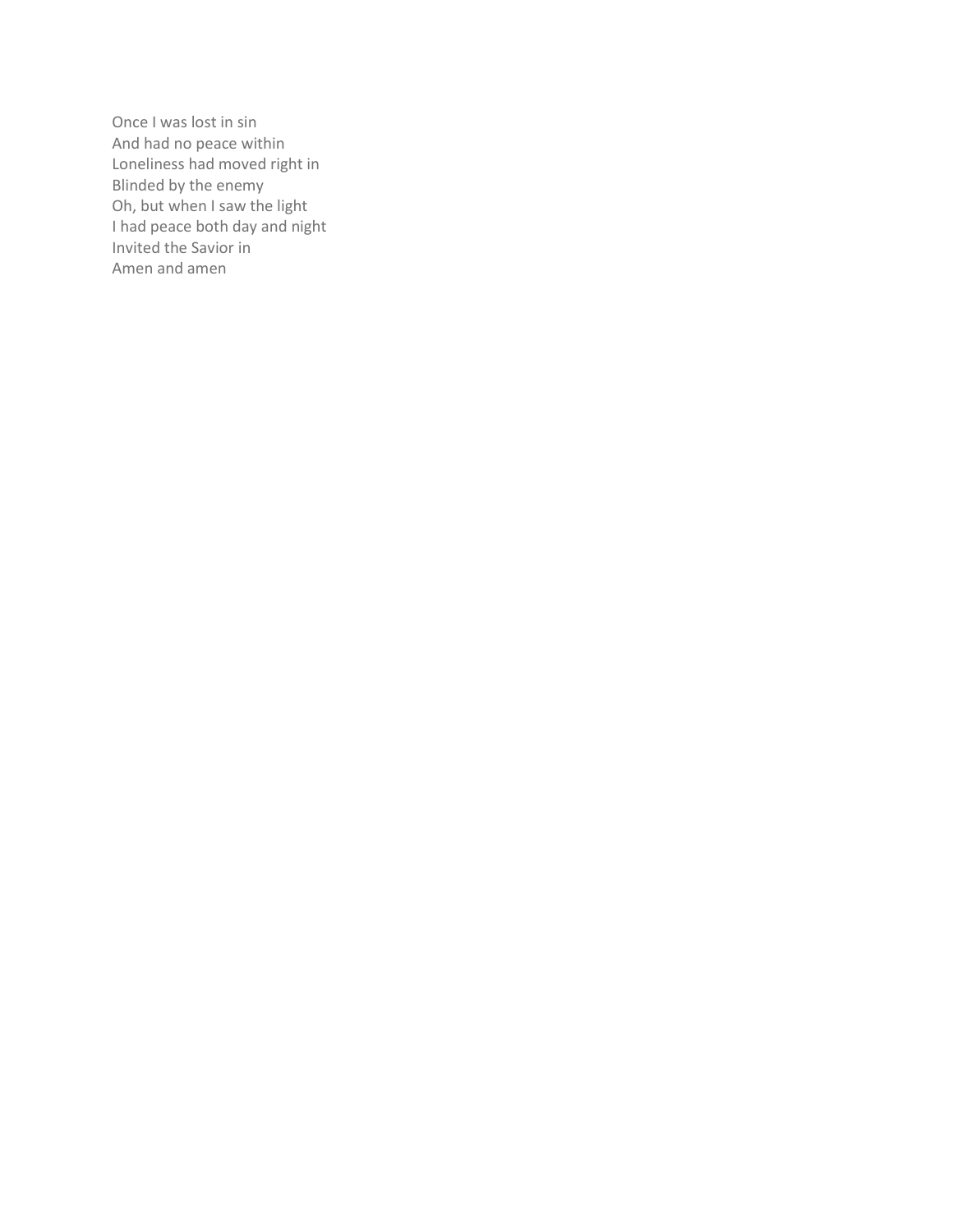Once I was lost in sin
And had no peace within
Loneliness had moved right in
Blinded by the enemy
Oh, but when I saw the light
I had peace both day and night
Invited the Savior in
Amen and amen